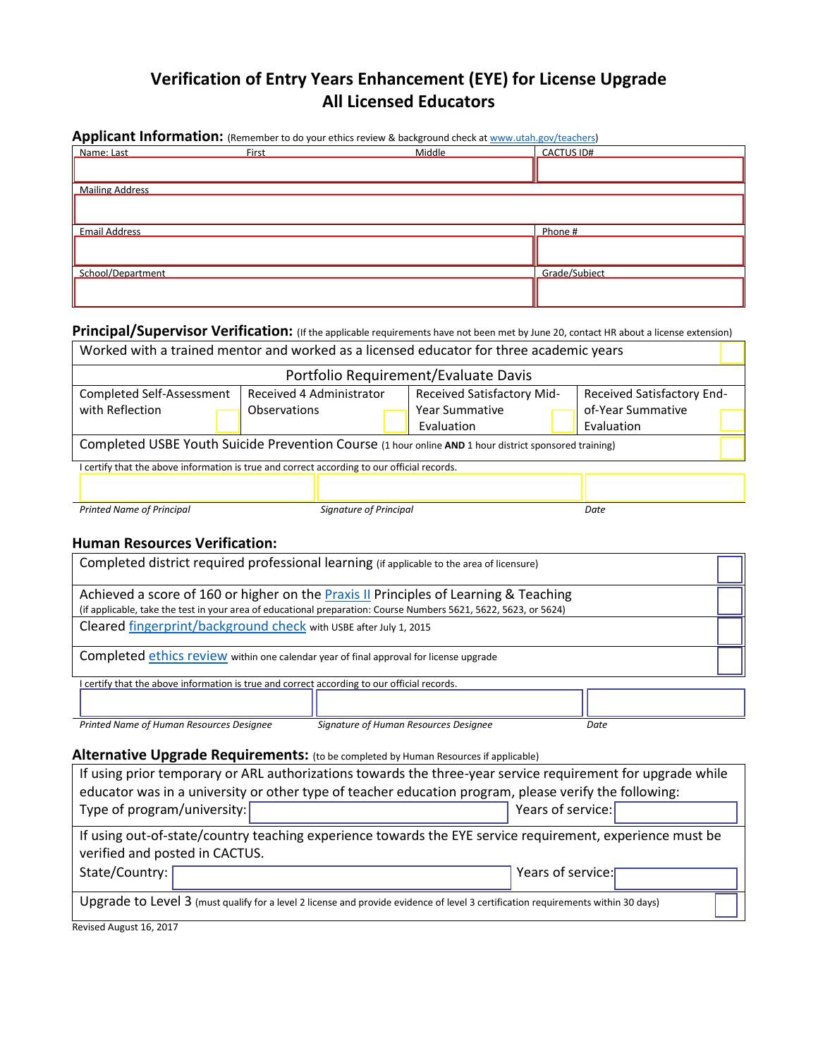# Verification of Entry Years Enhancement (EYE) for License Upgrade
# All Licensed Educators

## Applicant Information: (Remember to do your ethics review & background check at www.utah.gov/teachers)

| Name: Last | First | Middle | CACTUS ID# |
|---|---|---|---|
| | | | |

| Mailing Address |
|---|
| |

| Email Address | Phone # |
|---|---|
| | |

| School/Department | Grade/Subject |
|---|---|
| | |

## Principal/Supervisor Verification: (If the applicable requirements have not been met by June 20, contact HR about a license extension)

| Worked with a trained mentor and worked as a licensed educator for three academic years | | | ☐ |
|---|---|---|---|
| Portfolio Requirement/Evaluate Davis | | | |
| Completed Self-Assessment with Reflection ☐ | Received 4 Administrator Observations ☐ | Received Satisfactory Mid-Year Summative Evaluation ☐ | Received Satisfactory End-of-Year Summative Evaluation ☐ |
| Completed USBE Youth Suicide Prevention Course (1 hour online **AND** 1 hour district sponsored training) | | | ☐ |

I certify that the above information is true and correct according to our official records.

| | | |
|---|---|---|
| *Printed Name of Principal* | *Signature of Principal* | *Date* |

## Human Resources Verification:

| Requirement | |
|---|---|
| Completed district required professional learning (if applicable to the area of licensure) | ☐ |
| Achieved a score of 160 or higher on the Praxis II Principles of Learning & Teaching (if applicable, take the test in your area of educational preparation: Course Numbers 5621, 5622, 5623, or 5624) | ☐ |
| Cleared fingerprint/background check with USBE after July 1, 2015 | ☐ |
| Completed ethics review within one calendar year of final approval for license upgrade | ☐ |

I certify that the above information is true and correct according to our official records.

| | | |
|---|---|---|
| *Printed Name of Human Resources Designee* | *Signature of Human Resources Designee* | *Date* |

## Alternative Upgrade Requirements: (to be completed by Human Resources if applicable)

If using prior temporary or ARL authorizations towards the three-year service requirement for upgrade while educator was in a university or other type of teacher education program, please verify the following:

Type of program/university: ____________________ Years of service: __________

If using out-of-state/country teaching experience towards the EYE service requirement, experience must be verified and posted in CACTUS.

State/Country: ____________________ Years of service: __________

Upgrade to Level 3 (must qualify for a level 2 license and provide evidence of level 3 certification requirements within 30 days) ☐

Revised August 16, 2017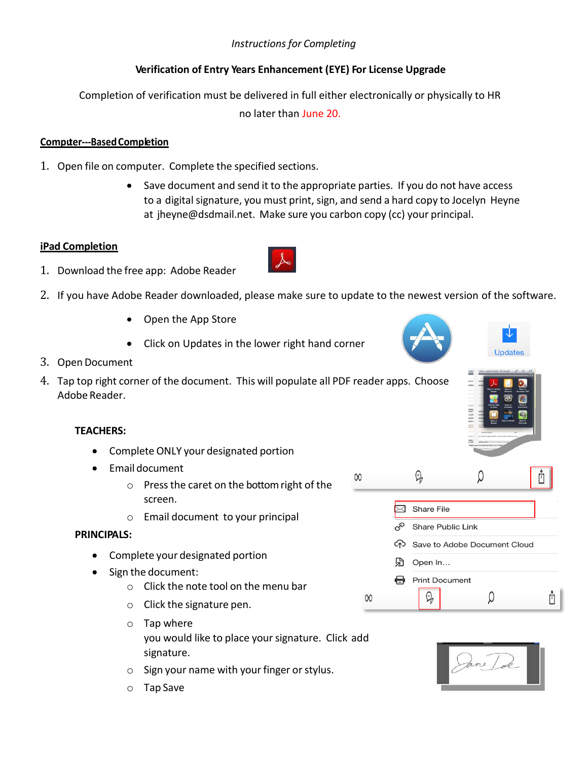*Instructions for Completing*

**Verification of Entry Years Enhancement (EYE) For License Upgrade**

Completion of verification must be delivered in full either electronically or physically to HR no later than June 20.

## Computer---Based Completion

1. Open file on computer. Complete the specified sections.
    - Save document and send it to the appropriate parties. If you do not have access to a digital signature, you must print, sign, and send a hard copy to Jocelyn Heyne at jheyne@dsdmail.net. Make sure you carbon copy (cc) your principal.

## iPad Completion

1. Download the free app: Adobe Reader
2. If you have Adobe Reader downloaded, please make sure to update to the newest version of the software.
    - Open the App Store
    - Click on Updates in the lower right hand corner
3. Open Document
4. Tap top right corner of the document. This will populate all PDF reader apps. Choose Adobe Reader.

**TEACHERS:**

- Complete ONLY your designated portion
- Email document
    - Press the caret on the bottom right of the screen.
    - Email document to your principal

**PRINCIPALS:**

- Complete your designated portion
- Sign the document:
    - Click the note tool on the menu bar
    - Click the signature pen.
    - Tap where you would like to place your signature. Click add signature.
    - Sign your name with your finger or stylus.
    - Tap Save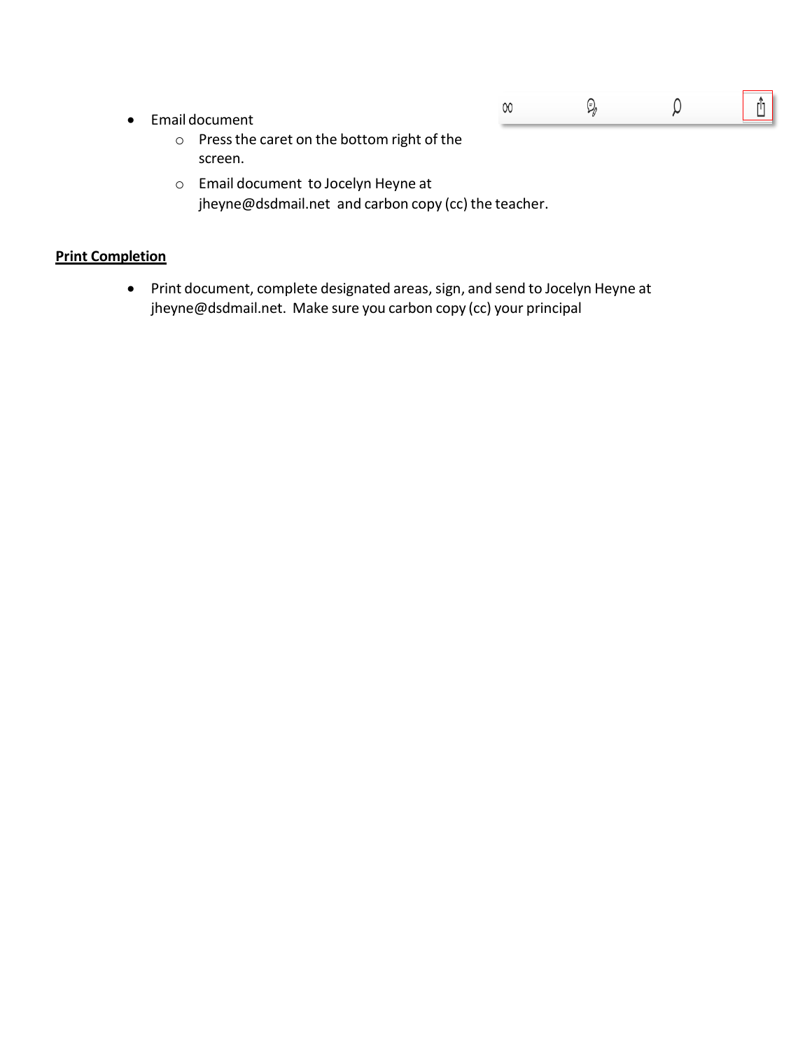- Email document
    - Press the caret on the bottom right of the screen.
    - Email document to Jocelyn Heyne at jheyne@dsdmail.net and carbon copy (cc) the teacher.

**Print Completion**

- Print document, complete designated areas, sign, and send to Jocelyn Heyne at jheyne@dsdmail.net. Make sure you carbon copy (cc) your principal